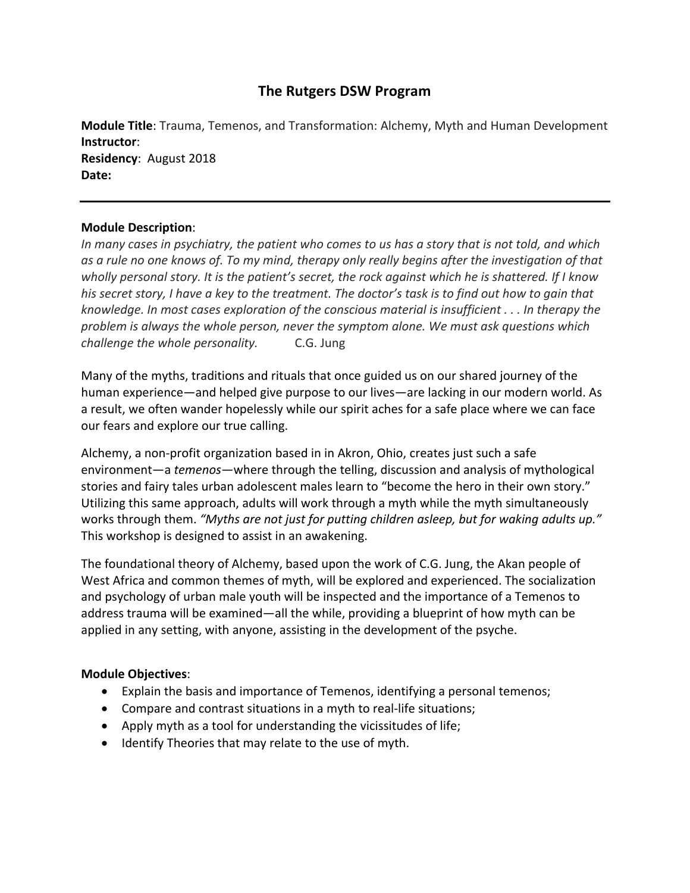# The Rutgers DSW Program

**Module Title**: Trauma, Temenos, and Transformation: Alchemy, Myth and Human Development
**Instructor**:
**Residency**: August 2018
**Date:**

---

**Module Description**:

*In many cases in psychiatry, the patient who comes to us has a story that is not told, and which as a rule no one knows of. To my mind, therapy only really begins after the investigation of that wholly personal story. It is the patient's secret, the rock against which he is shattered. If I know his secret story, I have a key to the treatment. The doctor's task is to find out how to gain that knowledge. In most cases exploration of the conscious material is insufficient . . . In therapy the problem is always the whole person, never the symptom alone. We must ask questions which challenge the whole personality.* C.G. Jung

Many of the myths, traditions and rituals that once guided us on our shared journey of the human experience—and helped give purpose to our lives—are lacking in our modern world. As a result, we often wander hopelessly while our spirit aches for a safe place where we can face our fears and explore our true calling.

Alchemy, a non-profit organization based in in Akron, Ohio, creates just such a safe environment—a *temenos*—where through the telling, discussion and analysis of mythological stories and fairy tales urban adolescent males learn to "become the hero in their own story." Utilizing this same approach, adults will work through a myth while the myth simultaneously works through them. *"Myths are not just for putting children asleep, but for waking adults up."* This workshop is designed to assist in an awakening.

The foundational theory of Alchemy, based upon the work of C.G. Jung, the Akan people of West Africa and common themes of myth, will be explored and experienced. The socialization and psychology of urban male youth will be inspected and the importance of a Temenos to address trauma will be examined—all the while, providing a blueprint of how myth can be applied in any setting, with anyone, assisting in the development of the psyche.

**Module Objectives**:

- Explain the basis and importance of Temenos, identifying a personal temenos;
- Compare and contrast situations in a myth to real-life situations;
- Apply myth as a tool for understanding the vicissitudes of life;
- Identify Theories that may relate to the use of myth.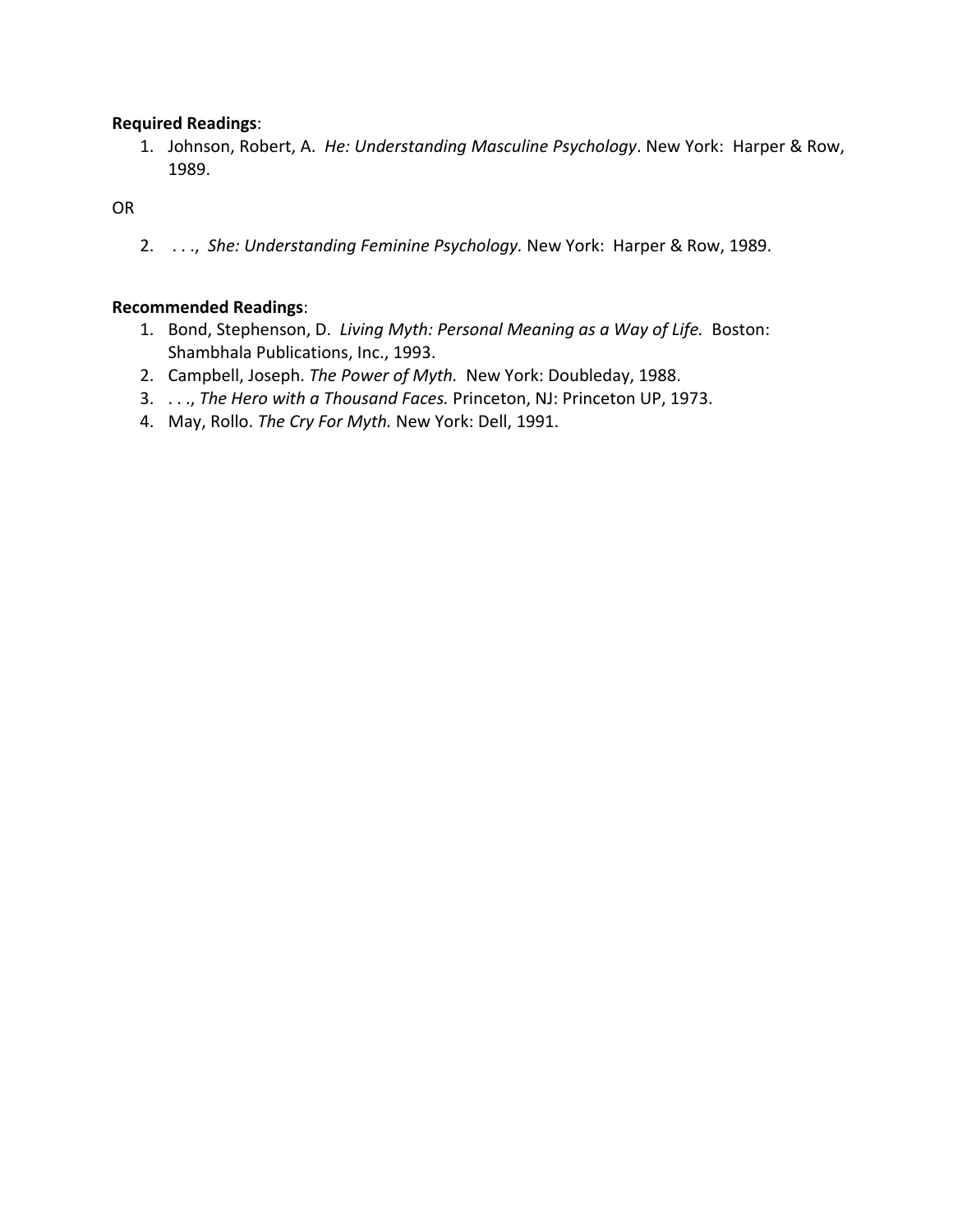**Required Readings**:

1. Johnson, Robert, A. *He: Understanding Masculine Psychology*. New York: Harper & Row, 1989.

OR

2. . . ., *She: Understanding Feminine Psychology.* New York: Harper & Row, 1989.

**Recommended Readings**:

1. Bond, Stephenson, D. *Living Myth: Personal Meaning as a Way of Life.* Boston: Shambhala Publications, Inc., 1993.
2. Campbell, Joseph. *The Power of Myth.* New York: Doubleday, 1988.
3. . . ., *The Hero with a Thousand Faces.* Princeton, NJ: Princeton UP, 1973.
4. May, Rollo. *The Cry For Myth.* New York: Dell, 1991.